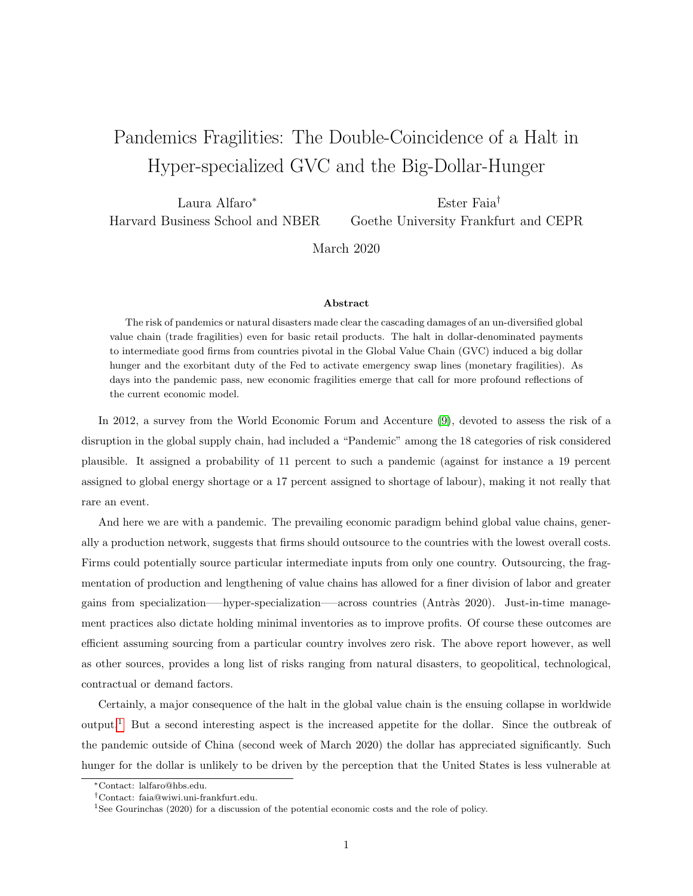# Pandemics Fragilities: The Double-Coincidence of a Halt in Hyper-specialized GVC and the Big-Dollar-Hunger

Laura Alfaro[*]
Harvard Business School and NBER

Ester Faia[†]
Goethe University Frankfurt and CEPR

March 2020

**Abstract**

The risk of pandemics or natural disasters made clear the cascading damages of an un-diversified global value chain (trade fragilities) even for basic retail products. The halt in dollar-denominated payments to intermediate good firms from countries pivotal in the Global Value Chain (GVC) induced a big dollar hunger and the exorbitant duty of the Fed to activate emergency swap lines (monetary fragilities). As days into the pandemic pass, new economic fragilities emerge that call for more profound reflections of the current economic model.

In 2012, a survey from the World Economic Forum and Accenture (9), devoted to assess the risk of a disruption in the global supply chain, had included a "Pandemic" among the 18 categories of risk considered plausible. It assigned a probability of 11 percent to such a pandemic (against for instance a 19 percent assigned to global energy shortage or a 17 percent assigned to shortage of labour), making it not really that rare an event.

And here we are with a pandemic. The prevailing economic paradigm behind global value chains, generally a production network, suggests that firms should outsource to the countries with the lowest overall costs. Firms could potentially source particular intermediate inputs from only one country. Outsourcing, the fragmentation of production and lengthening of value chains has allowed for a finer division of labor and greater gains from specialization—–hyper-specialization—–across countries (Antràs 2020). Just-in-time management practices also dictate holding minimal inventories as to improve profits. Of course these outcomes are efficient assuming sourcing from a particular country involves zero risk. The above report however, as well as other sources, provides a long list of risks ranging from natural disasters, to geopolitical, technological, contractual or demand factors.

Certainly, a major consequence of the halt in the global value chain is the ensuing collapse in worldwide output.[1] But a second interesting aspect is the increased appetite for the dollar. Since the outbreak of the pandemic outside of China (second week of March 2020) the dollar has appreciated significantly. Such hunger for the dollar is unlikely to be driven by the perception that the United States is less vulnerable at

[*] Contact: lalfaro@hbs.edu.

[†] Contact: faia@wiwi.uni-frankfurt.edu.

[1] See Gourinchas (2020) for a discussion of the potential economic costs and the role of policy.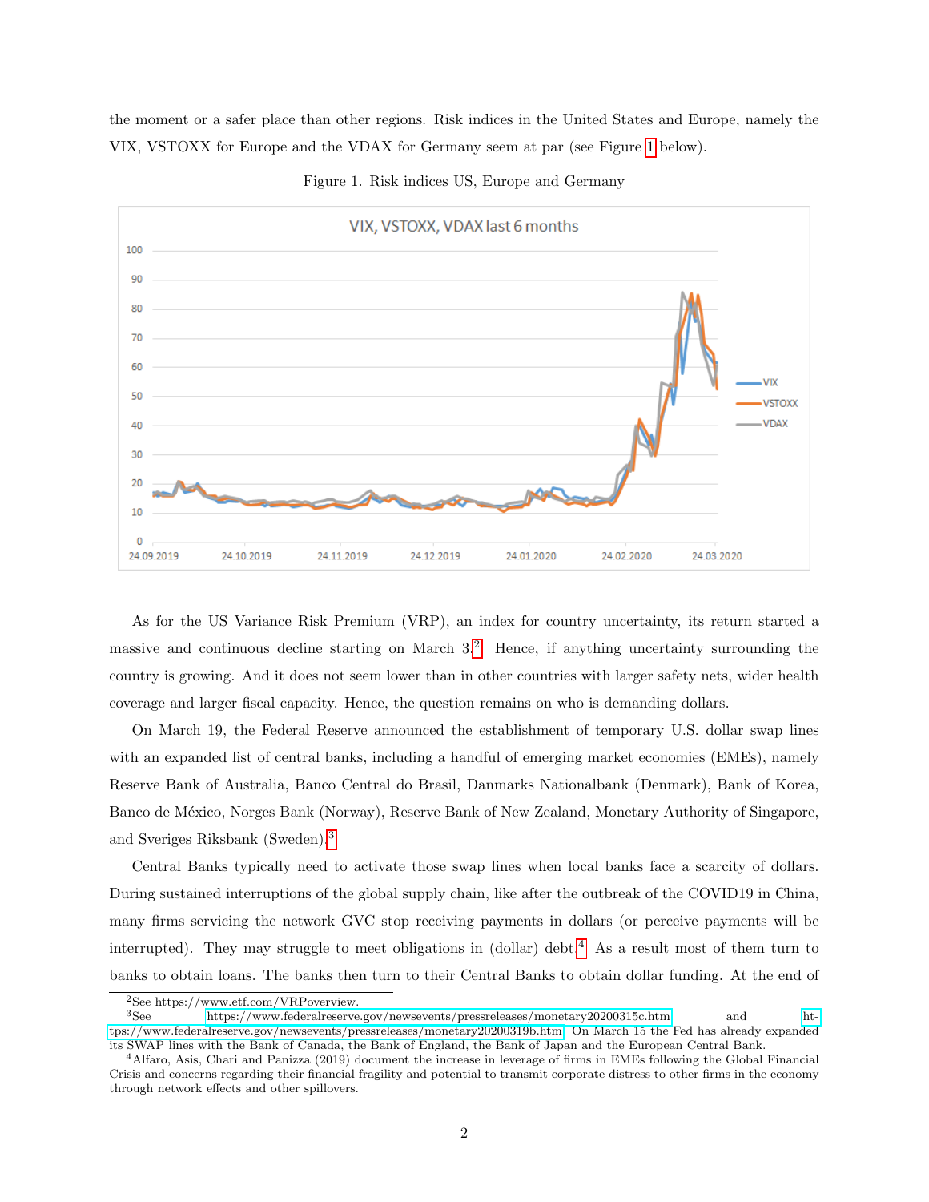the moment or a safer place than other regions. Risk indices in the United States and Europe, namely the VIX, VSTOXX for Europe and the VDAX for Germany seem at par (see Figure 1 below).

Figure 1. Risk indices US, Europe and Germany

As for the US Variance Risk Premium (VRP), an index for country uncertainty, its return started a massive and continuous decline starting on March 3.[2] Hence, if anything uncertainty surrounding the country is growing. And it does not seem lower than in other countries with larger safety nets, wider health coverage and larger fiscal capacity. Hence, the question remains on who is demanding dollars.

On March 19, the Federal Reserve announced the establishment of temporary U.S. dollar swap lines with an expanded list of central banks, including a handful of emerging market economies (EMEs), namely Reserve Bank of Australia, Banco Central do Brasil, Danmarks Nationalbank (Denmark), Bank of Korea, Banco de México, Norges Bank (Norway), Reserve Bank of New Zealand, Monetary Authority of Singapore, and Sveriges Riksbank (Sweden).[3]

Central Banks typically need to activate those swap lines when local banks face a scarcity of dollars. During sustained interruptions of the global supply chain, like after the outbreak of the COVID19 in China, many firms servicing the network GVC stop receiving payments in dollars (or perceive payments will be interrupted). They may struggle to meet obligations in (dollar) debt.[4] As a result most of them turn to banks to obtain loans. The banks then turn to their Central Banks to obtain dollar funding. At the end of

[2] See https://www.etf.com/VRPoverview.

[3] See https://www.federalreserve.gov/newsevents/pressreleases/monetary20200315c.htm and https://www.federalreserve.gov/newsevents/pressreleases/monetary20200319b.htm. On March 15 the Fed has already expanded its SWAP lines with the Bank of Canada, the Bank of England, the Bank of Japan and the European Central Bank.

[4] Alfaro, Asis, Chari and Panizza (2019) document the increase in leverage of firms in EMEs following the Global Financial Crisis and concerns regarding their financial fragility and potential to transmit corporate distress to other firms in the economy through network effects and other spillovers.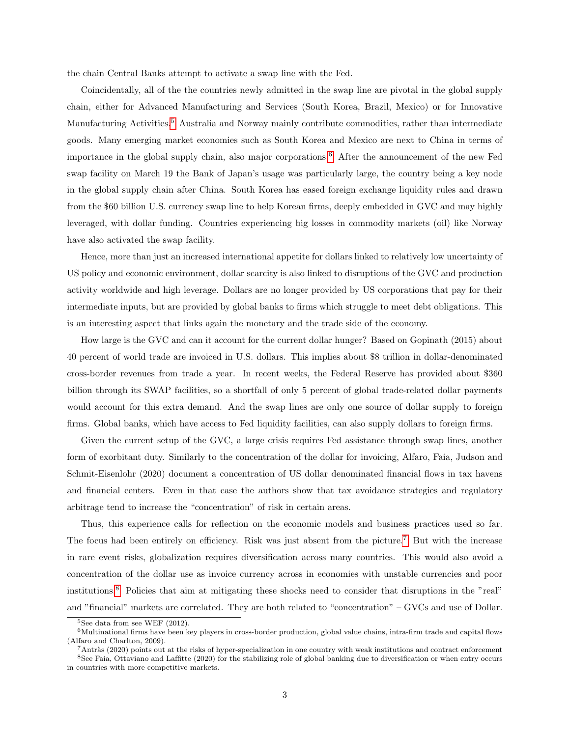the chain Central Banks attempt to activate a swap line with the Fed.

Coincidentally, all of the the countries newly admitted in the swap line are pivotal in the global supply chain, either for Advanced Manufacturing and Services (South Korea, Brazil, Mexico) or for Innovative Manufacturing Activities.[5] Australia and Norway mainly contribute commodities, rather than intermediate goods. Many emerging market economies such as South Korea and Mexico are next to China in terms of importance in the global supply chain, also major corporations.[6] After the announcement of the new Fed swap facility on March 19 the Bank of Japan's usage was particularly large, the country being a key node in the global supply chain after China. South Korea has eased foreign exchange liquidity rules and drawn from the $60 billion U.S. currency swap line to help Korean firms, deeply embedded in GVC and may highly leveraged, with dollar funding. Countries experiencing big losses in commodity markets (oil) like Norway have also activated the swap facility.

Hence, more than just an increased international appetite for dollars linked to relatively low uncertainty of US policy and economic environment, dollar scarcity is also linked to disruptions of the GVC and production activity worldwide and high leverage. Dollars are no longer provided by US corporations that pay for their intermediate inputs, but are provided by global banks to firms which struggle to meet debt obligations. This is an interesting aspect that links again the monetary and the trade side of the economy.

How large is the GVC and can it account for the current dollar hunger? Based on Gopinath (2015) about 40 percent of world trade are invoiced in U.S. dollars. This implies about $8 trillion in dollar-denominated cross-border revenues from trade a year. In recent weeks, the Federal Reserve has provided about $360 billion through its SWAP facilities, so a shortfall of only 5 percent of global trade-related dollar payments would account for this extra demand. And the swap lines are only one source of dollar supply to foreign firms. Global banks, which have access to Fed liquidity facilities, can also supply dollars to foreign firms.

Given the current setup of the GVC, a large crisis requires Fed assistance through swap lines, another form of exorbitant duty. Similarly to the concentration of the dollar for invoicing, Alfaro, Faia, Judson and Schmit-Eisenlohr (2020) document a concentration of US dollar denominated financial flows in tax havens and financial centers. Even in that case the authors show that tax avoidance strategies and regulatory arbitrage tend to increase the "concentration" of risk in certain areas.

Thus, this experience calls for reflection on the economic models and business practices used so far. The focus had been entirely on efficiency. Risk was just absent from the picture.[7] But with the increase in rare event risks, globalization requires diversification across many countries. This would also avoid a concentration of the dollar use as invoice currency across in economies with unstable currencies and poor institutions.[8] Policies that aim at mitigating these shocks need to consider that disruptions in the "real" and "financial" markets are correlated. They are both related to "concentration" – GVCs and use of Dollar.

[5] See data from see WEF (2012).

[6] Multinational firms have been key players in cross-border production, global value chains, intra-firm trade and capital flows (Alfaro and Charlton, 2009).

[7] Antràs (2020) points out at the risks of hyper-specialization in one country with weak institutions and contract enforcement

[8] See Faia, Ottaviano and Laffitte (2020) for the stabilizing role of global banking due to diversification or when entry occurs in countries with more competitive markets.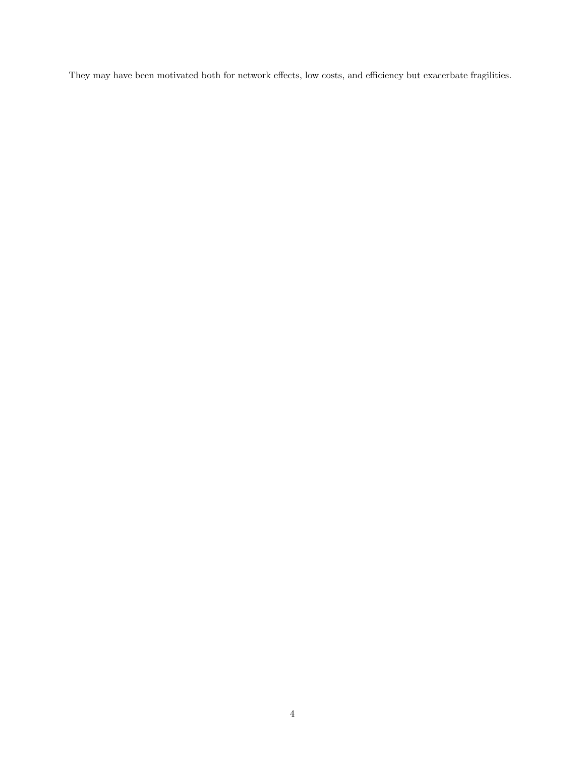They may have been motivated both for network effects, low costs, and efficiency but exacerbate fragilities.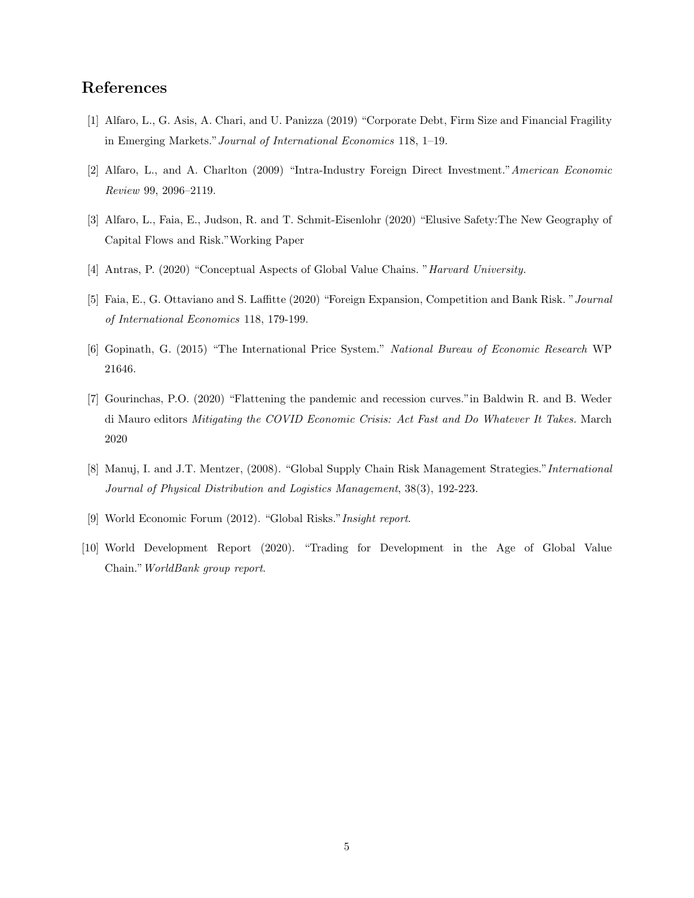## References

[1] Alfaro, L., G. Asis, A. Chari, and U. Panizza (2019) "Corporate Debt, Firm Size and Financial Fragility in Emerging Markets." *Journal of International Economics* 118, 1–19.

[2] Alfaro, L., and A. Charlton (2009) "Intra-Industry Foreign Direct Investment." *American Economic Review* 99, 2096–2119.

[3] Alfaro, L., Faia, E., Judson, R. and T. Schmit-Eisenlohr (2020) "Elusive Safety:The New Geography of Capital Flows and Risk." Working Paper

[4] Antras, P. (2020) "Conceptual Aspects of Global Value Chains. " *Harvard University.*

[5] Faia, E., G. Ottaviano and S. Laffitte (2020) "Foreign Expansion, Competition and Bank Risk. " *Journal of International Economics* 118, 179-199.

[6] Gopinath, G. (2015) "The International Price System." *National Bureau of Economic Research* WP 21646.

[7] Gourinchas, P.O. (2020) "Flattening the pandemic and recession curves." in Baldwin R. and B. Weder di Mauro editors *Mitigating the COVID Economic Crisis: Act Fast and Do Whatever It Takes.* March 2020

[8] Manuj, I. and J.T. Mentzer, (2008). "Global Supply Chain Risk Management Strategies." *International Journal of Physical Distribution and Logistics Management*, 38(3), 192-223.

[9] World Economic Forum (2012). "Global Risks." *Insight report*.

[10] World Development Report (2020). "Trading for Development in the Age of Global Value Chain." *WorldBank group report*.